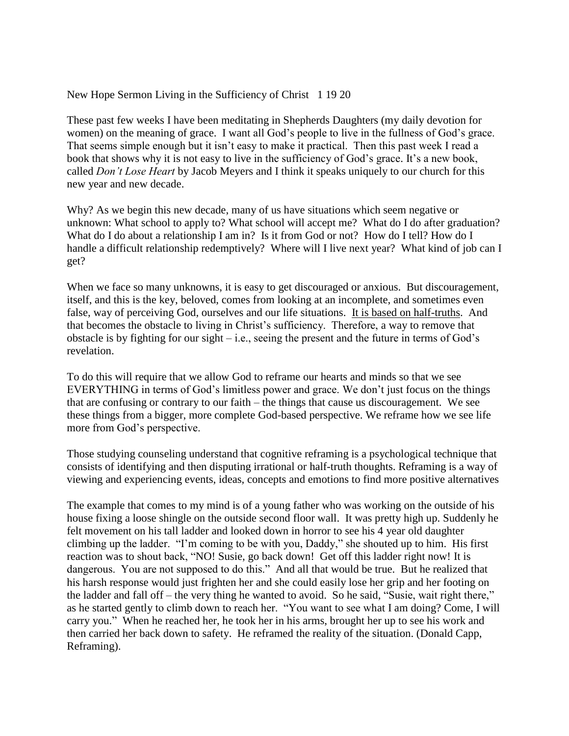New Hope Sermon Living in the Sufficiency of Christ 1 19 20

These past few weeks I have been meditating in Shepherds Daughters (my daily devotion for women) on the meaning of grace. I want all God's people to live in the fullness of God's grace. That seems simple enough but it isn't easy to make it practical. Then this past week I read a book that shows why it is not easy to live in the sufficiency of God's grace. It's a new book, called *Don't Lose Heart* by Jacob Meyers and I think it speaks uniquely to our church for this new year and new decade.

Why? As we begin this new decade, many of us have situations which seem negative or unknown: What school to apply to? What school will accept me? What do I do after graduation? What do I do about a relationship I am in? Is it from God or not? How do I tell? How do I handle a difficult relationship redemptively? Where will I live next year? What kind of job can I get?

When we face so many unknowns, it is easy to get discouraged or anxious. But discouragement, itself, and this is the key, beloved, comes from looking at an incomplete, and sometimes even false, way of perceiving God, ourselves and our life situations. <u>It is based on half-truths</u>. And that becomes the obstacle to living in Christ's sufficiency. Therefore, a way to remove that obstacle is by fighting for our sight – i.e., seeing the present and the future in terms of God's revelation.

To do this will require that we allow God to reframe our hearts and minds so that we see EVERYTHING in terms of God's limitless power and grace. We don't just focus on the things that are confusing or contrary to our faith – the things that cause us discouragement. We see these things from a bigger, more complete God-based perspective. We reframe how we see life more from God's perspective.

Those studying counseling understand that cognitive reframing is a psychological technique that consists of identifying and then disputing irrational or half-truth thoughts. Reframing is a way of viewing and experiencing events, ideas, concepts and emotions to find more positive alternatives

The example that comes to my mind is of a young father who was working on the outside of his house fixing a loose shingle on the outside second floor wall. It was pretty high up. Suddenly he felt movement on his tall ladder and looked down in horror to see his 4 year old daughter climbing up the ladder. "I'm coming to be with you, Daddy," she shouted up to him. His first reaction was to shout back, "NO! Susie, go back down! Get off this ladder right now! It is dangerous. You are not supposed to do this." And all that would be true. But he realized that his harsh response would just frighten her and she could easily lose her grip and her footing on the ladder and fall off – the very thing he wanted to avoid. So he said, "Susie, wait right there," as he started gently to climb down to reach her. "You want to see what I am doing? Come, I will carry you." When he reached her, he took her in his arms, brought her up to see his work and then carried her back down to safety. He reframed the reality of the situation. (Donald Capp, Reframing).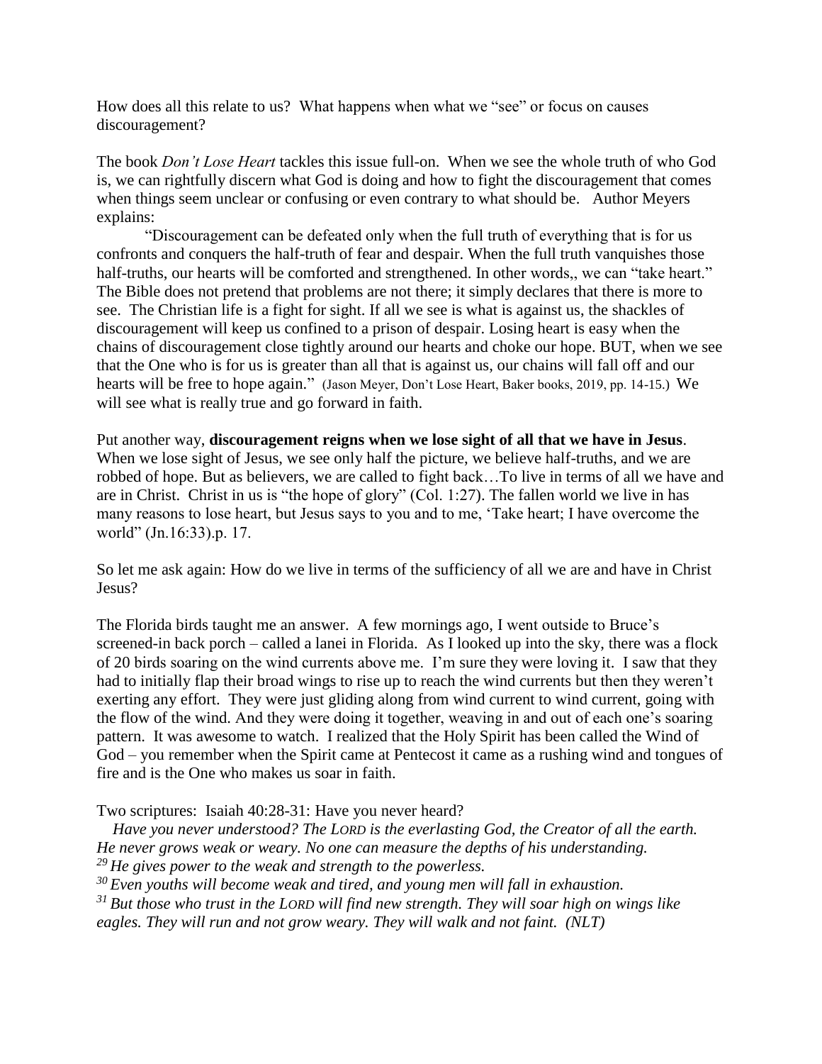How does all this relate to us? What happens when what we "see" or focus on causes discouragement?

The book *Don't Lose Heart* tackles this issue full-on. When we see the whole truth of who God is, we can rightfully discern what God is doing and how to fight the discouragement that comes when things seem unclear or confusing or even contrary to what should be. Author Meyers explains:

"Discouragement can be defeated only when the full truth of everything that is for us confronts and conquers the half-truth of fear and despair. When the full truth vanquishes those half-truths, our hearts will be comforted and strengthened. In other words,, we can "take heart." The Bible does not pretend that problems are not there; it simply declares that there is more to see. The Christian life is a fight for sight. If all we see is what is against us, the shackles of discouragement will keep us confined to a prison of despair. Losing heart is easy when the chains of discouragement close tightly around our hearts and choke our hope. BUT, when we see that the One who is for us is greater than all that is against us, our chains will fall off and our hearts will be free to hope again." (Jason Meyer, Don't Lose Heart, Baker books, 2019, pp. 14-15.) We will see what is really true and go forward in faith.

Put another way, **discouragement reigns when we lose sight of all that we have in Jesus**. When we lose sight of Jesus, we see only half the picture, we believe half-truths, and we are robbed of hope. But as believers, we are called to fight back…To live in terms of all we have and are in Christ. Christ in us is "the hope of glory" (Col. 1:27). The fallen world we live in has many reasons to lose heart, but Jesus says to you and to me, 'Take heart; I have overcome the world" (Jn.16:33).p. 17.

So let me ask again: How do we live in terms of the sufficiency of all we are and have in Christ Jesus?

The Florida birds taught me an answer. A few mornings ago, I went outside to Bruce's screened-in back porch – called a lanei in Florida. As I looked up into the sky, there was a flock of 20 birds soaring on the wind currents above me. I'm sure they were loving it. I saw that they had to initially flap their broad wings to rise up to reach the wind currents but then they weren't exerting any effort. They were just gliding along from wind current to wind current, going with the flow of the wind. And they were doing it together, weaving in and out of each one's soaring pattern. It was awesome to watch. I realized that the Holy Spirit has been called the Wind of God – you remember when the Spirit came at Pentecost it came as a rushing wind and tongues of fire and is the One who makes us soar in faith.

Two scriptures: Isaiah 40:28-31: Have you never heard?

*Have you never understood? The LORD is the everlasting God, the Creator of all the earth. He never grows weak or weary. No one can measure the depths of his understanding.*
*29 He gives power to the weak and strength to the powerless.*
*30 Even youths will become weak and tired, and young men will fall in exhaustion.*
*31 But those who trust in the LORD will find new strength. They will soar high on wings like eagles. They will run and not grow weary. They will walk and not faint. (NLT)*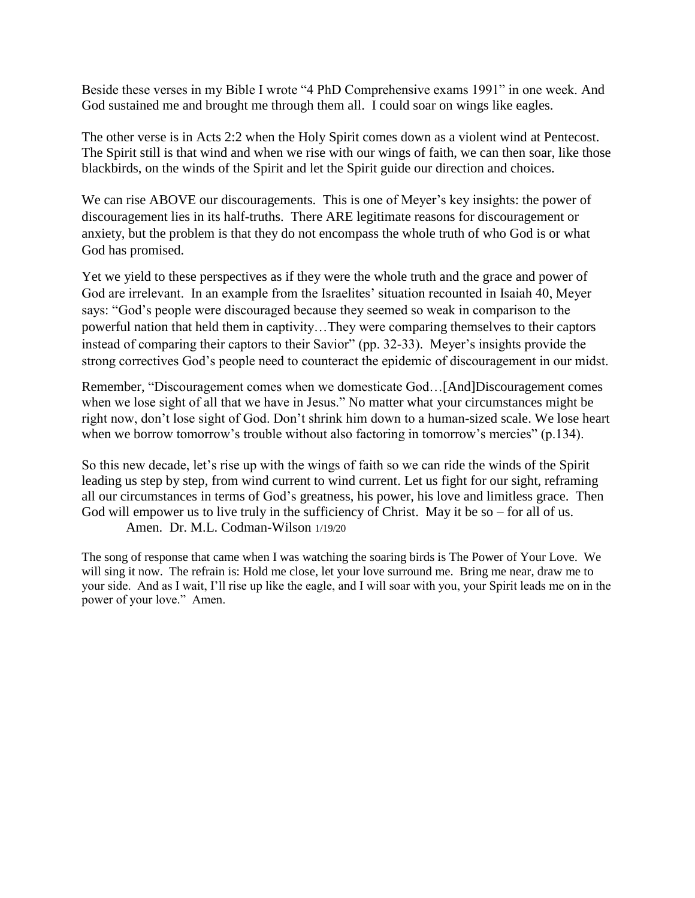Beside these verses in my Bible I wrote "4 PhD Comprehensive exams 1991" in one week. And God sustained me and brought me through them all. I could soar on wings like eagles.

The other verse is in Acts 2:2 when the Holy Spirit comes down as a violent wind at Pentecost. The Spirit still is that wind and when we rise with our wings of faith, we can then soar, like those blackbirds, on the winds of the Spirit and let the Spirit guide our direction and choices.

We can rise ABOVE our discouragements. This is one of Meyer's key insights: the power of discouragement lies in its half-truths. There ARE legitimate reasons for discouragement or anxiety, but the problem is that they do not encompass the whole truth of who God is or what God has promised.

Yet we yield to these perspectives as if they were the whole truth and the grace and power of God are irrelevant. In an example from the Israelites' situation recounted in Isaiah 40, Meyer says: "God's people were discouraged because they seemed so weak in comparison to the powerful nation that held them in captivity…They were comparing themselves to their captors instead of comparing their captors to their Savior" (pp. 32-33). Meyer's insights provide the strong correctives God's people need to counteract the epidemic of discouragement in our midst.

Remember, "Discouragement comes when we domesticate God…[And]Discouragement comes when we lose sight of all that we have in Jesus." No matter what your circumstances might be right now, don't lose sight of God. Don't shrink him down to a human-sized scale. We lose heart when we borrow tomorrow's trouble without also factoring in tomorrow's mercies" (p.134).

So this new decade, let's rise up with the wings of faith so we can ride the winds of the Spirit leading us step by step, from wind current to wind current. Let us fight for our sight, reframing all our circumstances in terms of God's greatness, his power, his love and limitless grace. Then God will empower us to live truly in the sufficiency of Christ. May it be so – for all of us.

Amen. Dr. M.L. Codman-Wilson 1/19/20

The song of response that came when I was watching the soaring birds is The Power of Your Love. We will sing it now. The refrain is: Hold me close, let your love surround me. Bring me near, draw me to your side. And as I wait, I'll rise up like the eagle, and I will soar with you, your Spirit leads me on in the power of your love." Amen.